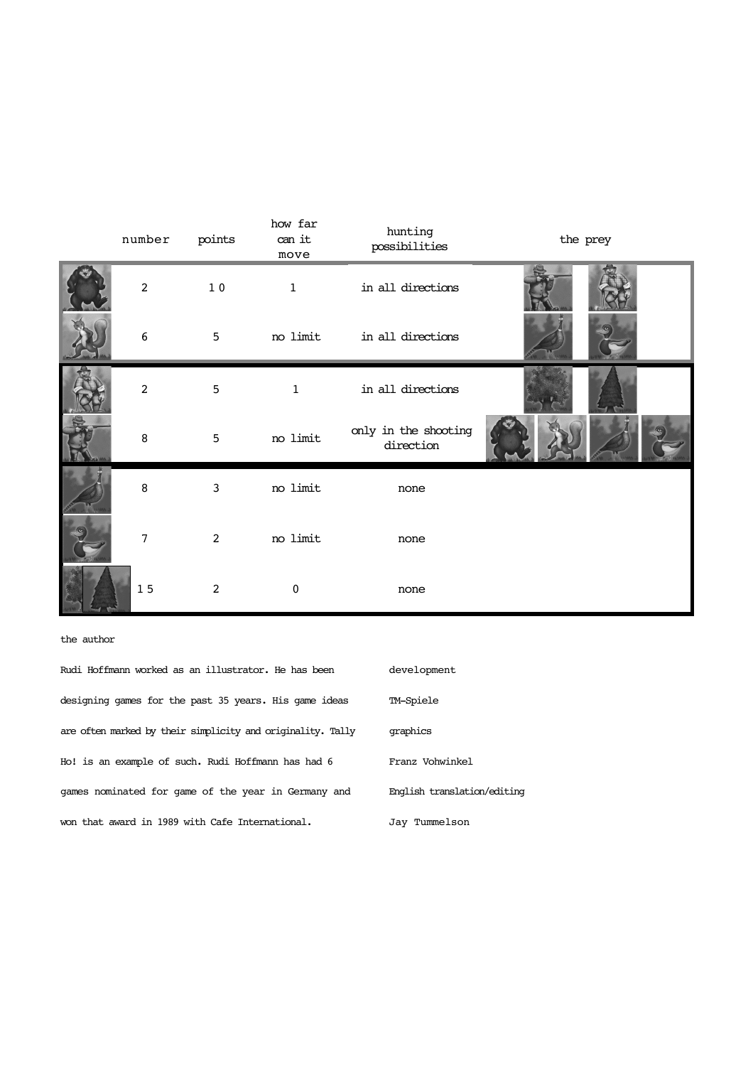| | number | points | how far can it move | hunting possibilities | the prey |
|---|---|---|---|---|---|
| | 2 | 10 | 1 | in all directions | |
| | 6 | 5 | no limit | in all directions | |
| | 2 | 5 | 1 | in all directions | |
| | 8 | 5 | no limit | only in the shooting direction | |
| | 8 | 3 | no limit | none | |
| | 7 | 2 | no limit | none | |
| | 15 | 2 | 0 | none | |

the author

Rudi Hoffmann worked as an illustrator. He has been designing games for the past 35 years. His game ideas are often marked by their simplicity and originality. Tally Ho! is an example of such. Rudi Hoffmann has had 6 games nominated for game of the year in Germany and won that award in 1989 with Cafe International.

development

TM-Spiele

graphics

Franz Vohwinkel

English translation/editing

Jay Tummelson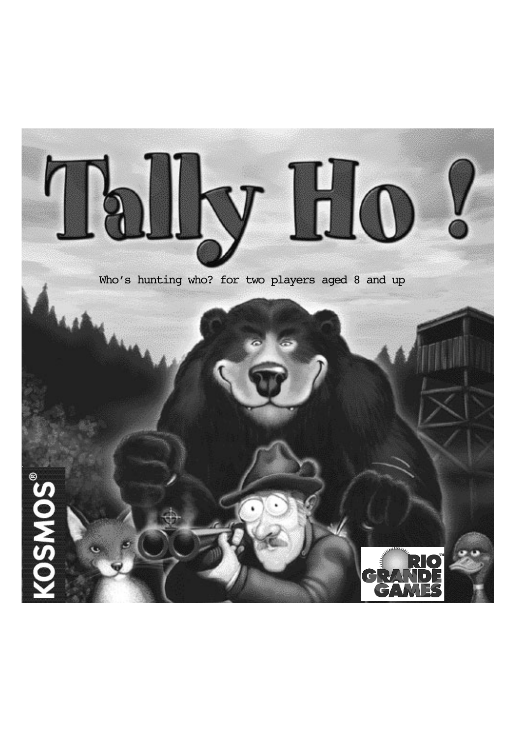# Tally Ho !

Who's hunting who? for two players aged 8 and up

KOSMOS

RIO GRANDE GAMES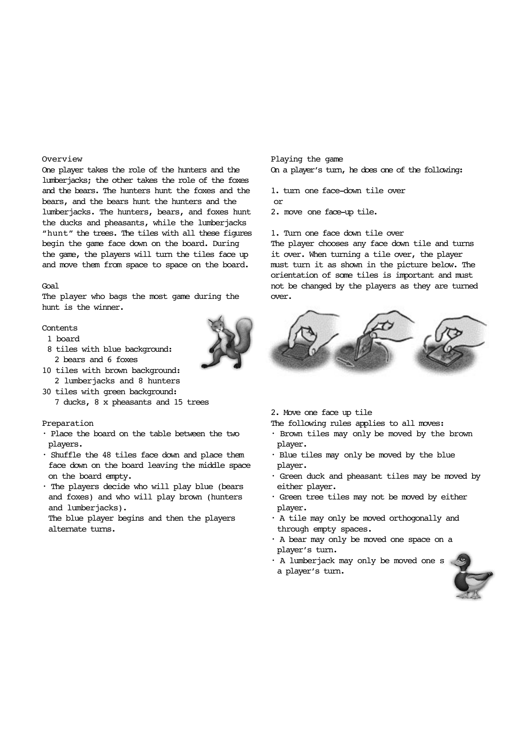## Overview

One player takes the role of the hunters and the lumberjacks; the other takes the role of the foxes and the bears. The hunters hunt the foxes and the bears, and the bears hunt the hunters and the lumberjacks. The hunters, bears, and foxes hunt the ducks and pheasants, while the lumberjacks "hunt" the trees. The tiles with all these figures begin the game face down on the board. During the game, the players will turn the tiles face up and move them from space to space on the board.

## Goal

The player who bags the most game during the hunt is the winner.

## Contents

- 1 board
- 8 tiles with blue background:
  - 2 bears and 6 foxes
- 10 tiles with brown background:
  - 2 lumberjacks and 8 hunters
- 30 tiles with green background:
  - 7 ducks, 8 x pheasants and 15 trees

## Preparation

- Place the board on the table between the two players.
- Shuffle the 48 tiles face down and place them face down on the board leaving the middle space on the board empty.
- The players decide who will play blue (bears and foxes) and who will play brown (hunters and lumberjacks).
  The blue player begins and then the players alternate turns.

## Playing the game

On a player's turn, he does one of the following:

1. turn one face-down tile over
   or
2. move one face-up tile.

### 1. Turn one face down tile over

The player chooses any face down tile and turns it over. When turning a tile over, the player must turn it as shown in the picture below. The orientation of some tiles is important and must not be changed by the players as they are turned over.

### 2. Move one face up tile

The following rules applies to all moves:

- Brown tiles may only be moved by the brown player.
- Blue tiles may only be moved by the blue player.
- Green duck and pheasant tiles may be moved by either player.
- Green tree tiles may not be moved by either player.
- A tile may only be moved orthogonally and through empty spaces.
- A bear may only be moved one space on a player's turn.
- A lumberjack may only be moved one s a player's turn.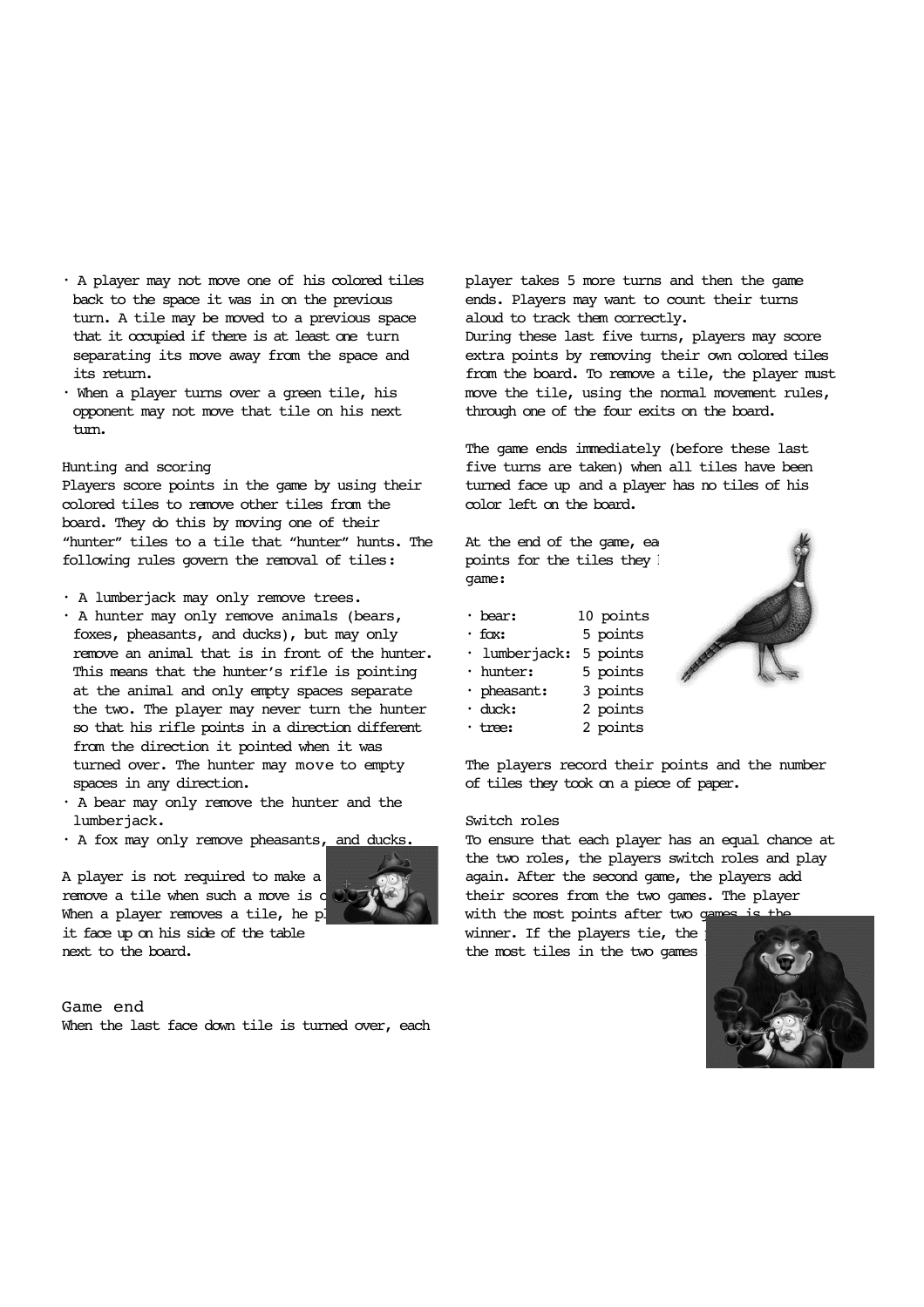- A player may not move one of his colored tiles back to the space it was in on the previous turn. A tile may be moved to a previous space that it occupied if there is at least one turn separating its move away from the space and its return.
- When a player turns over a green tile, his opponent may not move that tile on his next turn.

## Hunting and scoring

Players score points in the game by using their colored tiles to remove other tiles from the board. They do this by moving one of their "hunter" tiles to a tile that "hunter" hunts. The following rules govern the removal of tiles:

- A lumberjack may only remove trees.
- A hunter may only remove animals (bears, foxes, pheasants, and ducks), but may only remove an animal that is in front of the hunter. This means that the hunter's rifle is pointing at the animal and only empty spaces separate the two. The player may never turn the hunter so that his rifle points in a direction different from the direction it pointed when it was turned over. The hunter may move to empty spaces in any direction.
- A bear may only remove the hunter and the lumberjack.
- A fox may only remove pheasants, and ducks.

A player is not required to make a remove a tile when such a move is When a player removes a tile, he p it face up on his side of the table next to the board.

## Game end

When the last face down tile is turned over, each player takes 5 more turns and then the game ends. Players may want to count their turns aloud to track them correctly.

During these last five turns, players may score extra points by removing their own colored tiles from the board. To remove a tile, the player must move the tile, using the normal movement rules, through one of the four exits on the board.

The game ends immediately (before these last five turns are taken) when all tiles have been turned face up and a player has no tiles of his color left on the board.

At the end of the game, ea points for the tiles they game:

- bear: 10 points
- fox: 5 points
- lumberjack: 5 points
- hunter: 5 points
- pheasant: 3 points
- duck: 2 points
- tree: 2 points

The players record their points and the number of tiles they took on a piece of paper.

## Switch roles

To ensure that each player has an equal chance at the two roles, the players switch roles and play again. After the second game, the players add their scores from the two games. The player with the most points after two games is the winner. If the players tie, the the most tiles in the two games